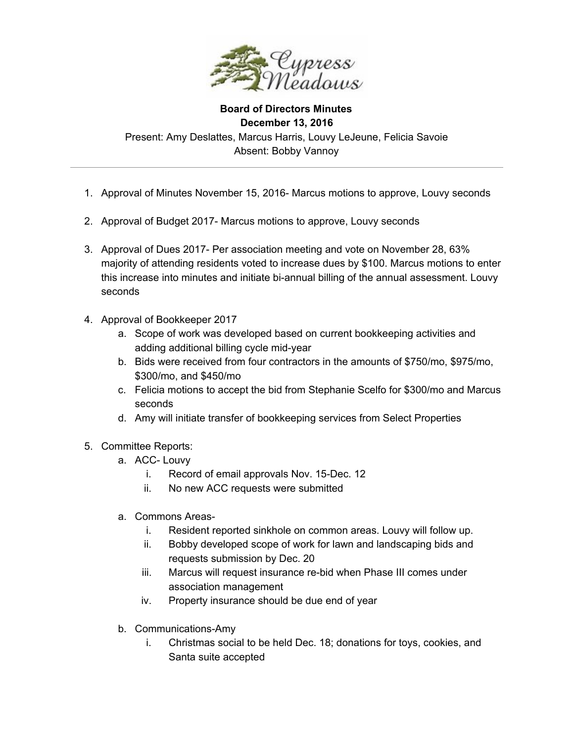Cypress Meadows

**Board of Directors Minutes**
**December 13, 2016**

Present: Amy Deslattes, Marcus Harris, Louvy LeJeune, Felicia Savoie
Absent: Bobby Vannoy

---

1. Approval of Minutes November 15, 2016- Marcus motions to approve, Louvy seconds

2. Approval of Budget 2017- Marcus motions to approve, Louvy seconds

3. Approval of Dues 2017- Per association meeting and vote on November 28, 63% majority of attending residents voted to increase dues by $100. Marcus motions to enter this increase into minutes and initiate bi-annual billing of the annual assessment. Louvy seconds

4. Approval of Bookkeeper 2017
   a. Scope of work was developed based on current bookkeeping activities and adding additional billing cycle mid-year
   b. Bids were received from four contractors in the amounts of $750/mo, $975/mo, $300/mo, and $450/mo
   c. Felicia motions to accept the bid from Stephanie Scelfo for $300/mo and Marcus seconds
   d. Amy will initiate transfer of bookkeeping services from Select Properties

5. Committee Reports:
   a. ACC- Louvy
      i. Record of email approvals Nov. 15-Dec. 12
      ii. No new ACC requests were submitted

   a. Commons Areas-
      i. Resident reported sinkhole on common areas. Louvy will follow up.
      ii. Bobby developed scope of work for lawn and landscaping bids and requests submission by Dec. 20
      iii. Marcus will request insurance re-bid when Phase III comes under association management
      iv. Property insurance should be due end of year

   b. Communications-Amy
      i. Christmas social to be held Dec. 18; donations for toys, cookies, and Santa suite accepted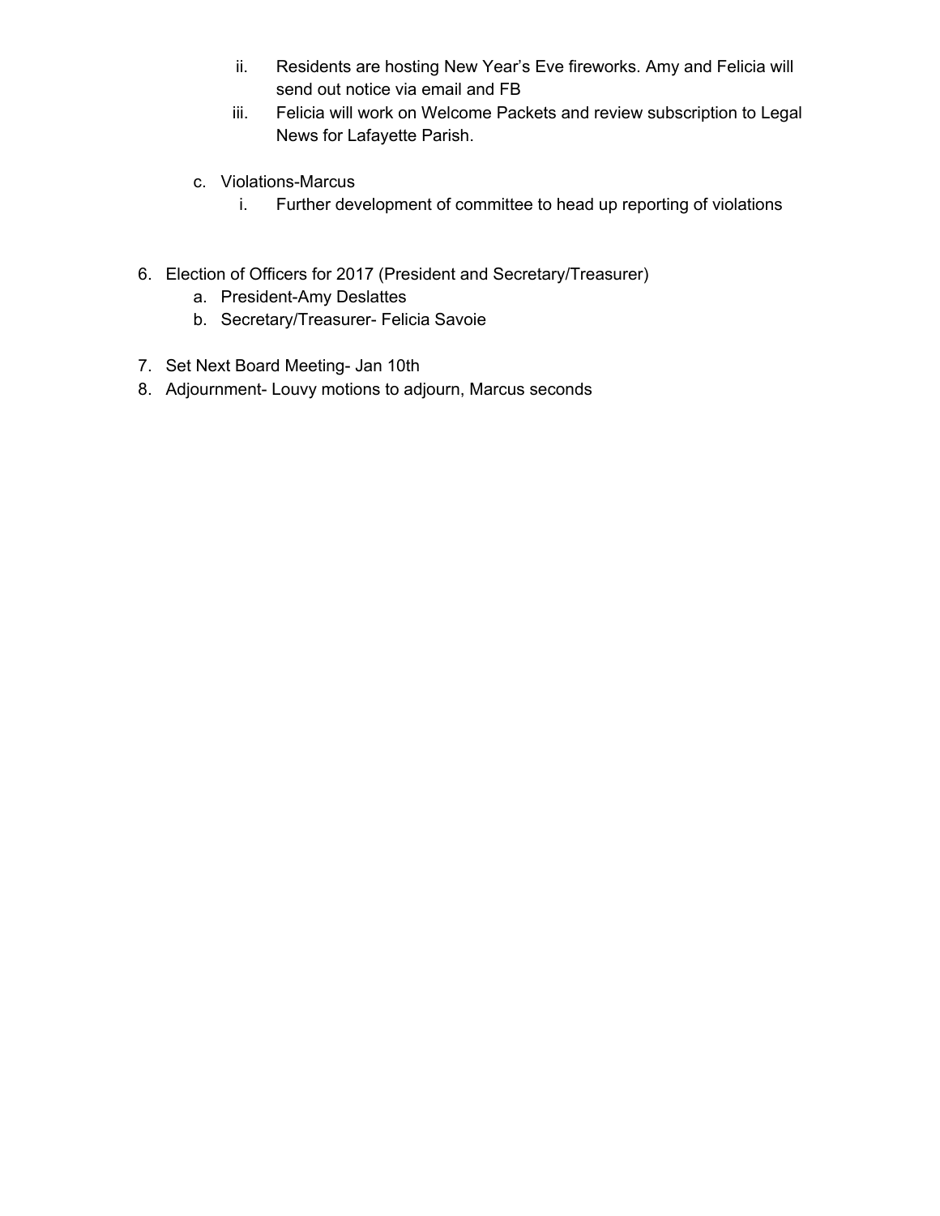- ii. Residents are hosting New Year's Eve fireworks. Amy and Felicia will send out notice via email and FB
- iii. Felicia will work on Welcome Packets and review subscription to Legal News for Lafayette Parish.

- c. Violations-Marcus
  - i. Further development of committee to head up reporting of violations

6. Election of Officers for 2017 (President and Secretary/Treasurer)
   - a. President-Amy Deslattes
   - b. Secretary/Treasurer- Felicia Savoie

7. Set Next Board Meeting- Jan 10th
8. Adjournment- Louvy motions to adjourn, Marcus seconds